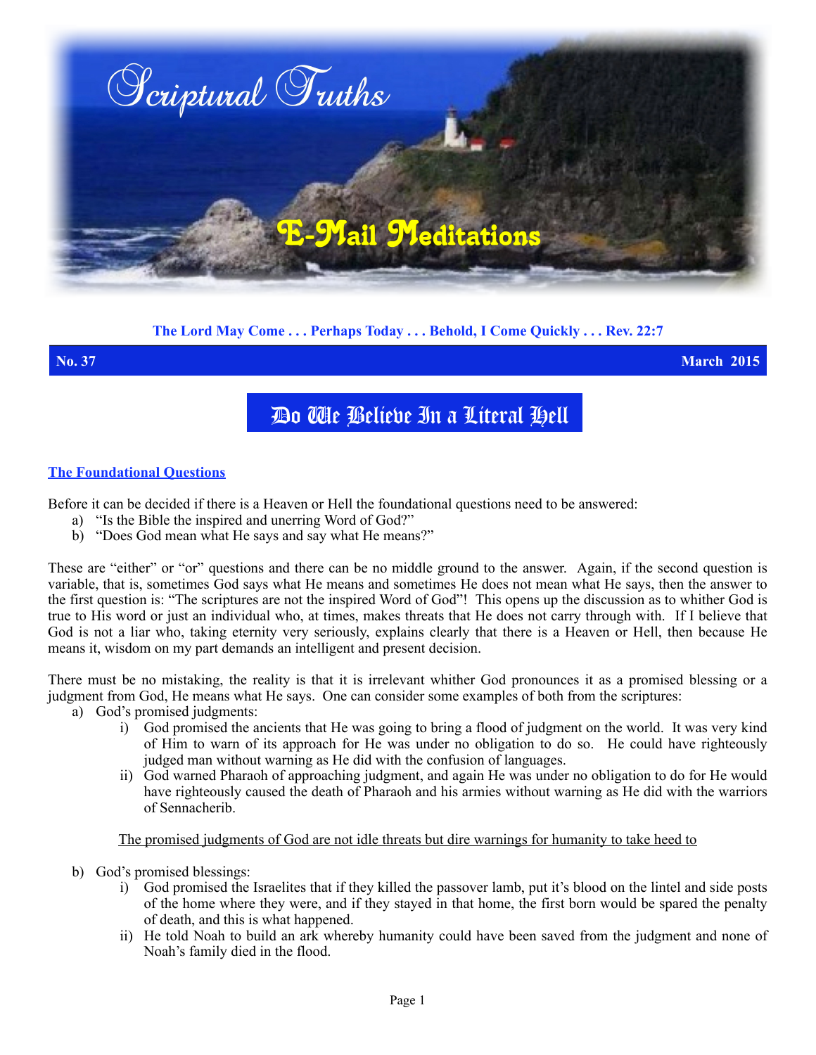# Scriptural Truths

## E-Mail Meditations

**The Lord May Come . . . Perhaps Today . . . Behold, I Come Quickly . . . Rev. 22:7**

**No. 37** **March 2015**

# Do We Believe In a Literal Hell

## The Foundational Questions

Before it can be decided if there is a Heaven or Hell the foundational questions need to be answered:

a) "Is the Bible the inspired and unerring Word of God?"
b) "Does God mean what He says and say what He means?"

These are "either" or "or" questions and there can be no middle ground to the answer. Again, if the second question is variable, that is, sometimes God says what He means and sometimes He does not mean what He says, then the answer to the first question is: "The scriptures are not the inspired Word of God"! This opens up the discussion as to whither God is true to His word or just an individual who, at times, makes threats that He does not carry through with. If I believe that God is not a liar who, taking eternity very seriously, explains clearly that there is a Heaven or Hell, then because He means it, wisdom on my part demands an intelligent and present decision.

There must be no mistaking, the reality is that it is irrelevant whither God pronounces it as a promised blessing or a judgment from God, He means what He says. One can consider some examples of both from the scriptures:

a) God's promised judgments:
   i) God promised the ancients that He was going to bring a flood of judgment on the world. It was very kind of Him to warn of its approach for He was under no obligation to do so. He could have righteously judged man without warning as He did with the confusion of languages.
   ii) God warned Pharaoh of approaching judgment, and again He was under no obligation to do for He would have righteously caused the death of Pharaoh and his armies without warning as He did with the warriors of Sennacherib.

<u>The promised judgments of God are not idle threats but dire warnings for humanity to take heed to</u>

b) God's promised blessings:
   i) God promised the Israelites that if they killed the passover lamb, put it's blood on the lintel and side posts of the home where they were, and if they stayed in that home, the first born would be spared the penalty of death, and this is what happened.
   ii) He told Noah to build an ark whereby humanity could have been saved from the judgment and none of Noah's family died in the flood.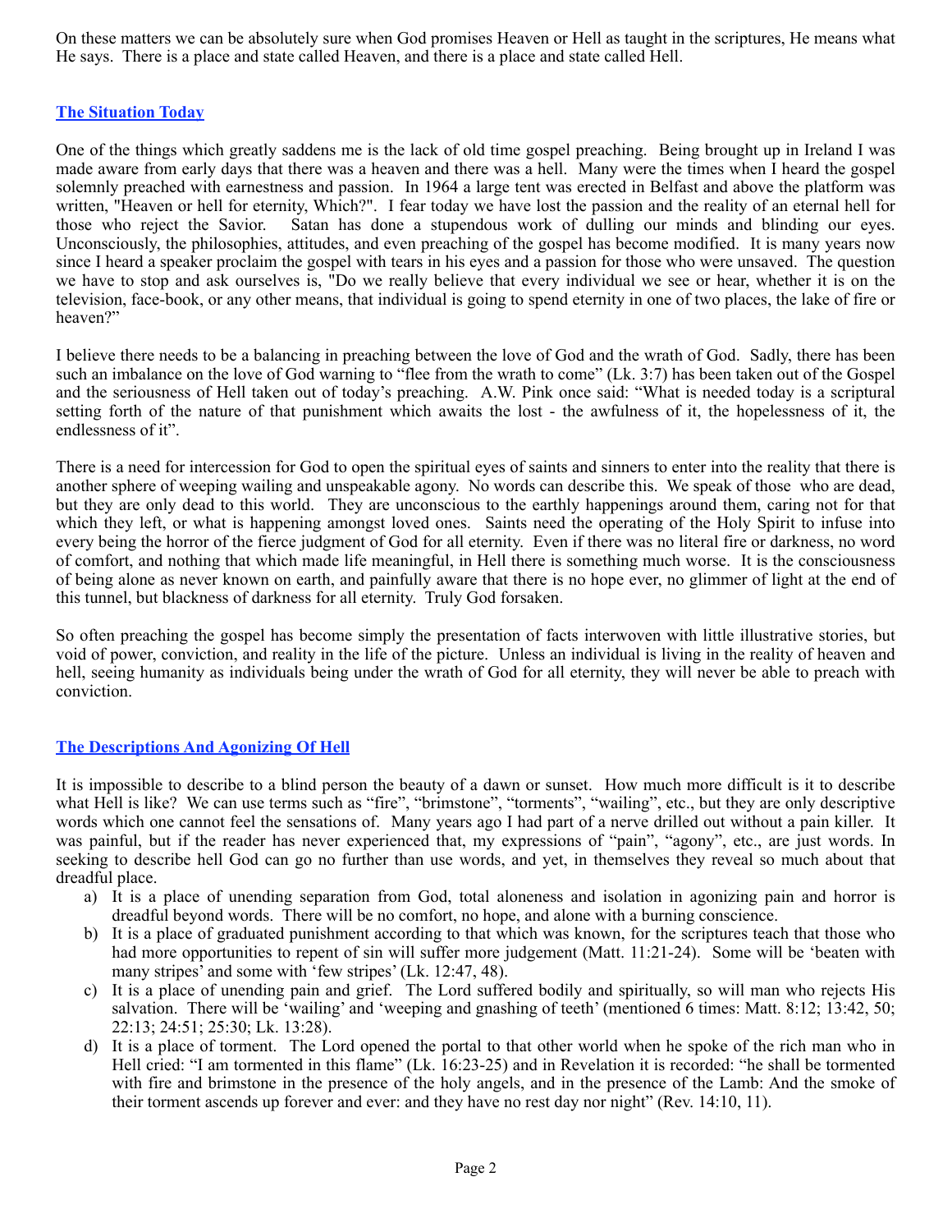On these matters we can be absolutely sure when God promises Heaven or Hell as taught in the scriptures, He means what He says. There is a place and state called Heaven, and there is a place and state called Hell.

## The Situation Today

One of the things which greatly saddens me is the lack of old time gospel preaching. Being brought up in Ireland I was made aware from early days that there was a heaven and there was a hell. Many were the times when I heard the gospel solemnly preached with earnestness and passion. In 1964 a large tent was erected in Belfast and above the platform was written, "Heaven or hell for eternity, Which?". I fear today we have lost the passion and the reality of an eternal hell for those who reject the Savior. Satan has done a stupendous work of dulling our minds and blinding our eyes. Unconsciously, the philosophies, attitudes, and even preaching of the gospel has become modified. It is many years now since I heard a speaker proclaim the gospel with tears in his eyes and a passion for those who were unsaved. The question we have to stop and ask ourselves is, "Do we really believe that every individual we see or hear, whether it is on the television, face-book, or any other means, that individual is going to spend eternity in one of two places, the lake of fire or heaven?"

I believe there needs to be a balancing in preaching between the love of God and the wrath of God. Sadly, there has been such an imbalance on the love of God warning to "flee from the wrath to come" (Lk. 3:7) has been taken out of the Gospel and the seriousness of Hell taken out of today's preaching. A.W. Pink once said: "What is needed today is a scriptural setting forth of the nature of that punishment which awaits the lost - the awfulness of it, the hopelessness of it, the endlessness of it".

There is a need for intercession for God to open the spiritual eyes of saints and sinners to enter into the reality that there is another sphere of weeping wailing and unspeakable agony. No words can describe this. We speak of those who are dead, but they are only dead to this world. They are unconscious to the earthly happenings around them, caring not for that which they left, or what is happening amongst loved ones. Saints need the operating of the Holy Spirit to infuse into every being the horror of the fierce judgment of God for all eternity. Even if there was no literal fire or darkness, no word of comfort, and nothing that which made life meaningful, in Hell there is something much worse. It is the consciousness of being alone as never known on earth, and painfully aware that there is no hope ever, no glimmer of light at the end of this tunnel, but blackness of darkness for all eternity. Truly God forsaken.

So often preaching the gospel has become simply the presentation of facts interwoven with little illustrative stories, but void of power, conviction, and reality in the life of the picture. Unless an individual is living in the reality of heaven and hell, seeing humanity as individuals being under the wrath of God for all eternity, they will never be able to preach with conviction.

## The Descriptions And Agonizing Of Hell

It is impossible to describe to a blind person the beauty of a dawn or sunset. How much more difficult is it to describe what Hell is like? We can use terms such as "fire", "brimstone", "torments", "wailing", etc., but they are only descriptive words which one cannot feel the sensations of. Many years ago I had part of a nerve drilled out without a pain killer. It was painful, but if the reader has never experienced that, my expressions of "pain", "agony", etc., are just words. In seeking to describe hell God can go no further than use words, and yet, in themselves they reveal so much about that dreadful place.

a) It is a place of unending separation from God, total aloneness and isolation in agonizing pain and horror is dreadful beyond words. There will be no comfort, no hope, and alone with a burning conscience.
b) It is a place of graduated punishment according to that which was known, for the scriptures teach that those who had more opportunities to repent of sin will suffer more judgement (Matt. 11:21-24). Some will be 'beaten with many stripes' and some with 'few stripes' (Lk. 12:47, 48).
c) It is a place of unending pain and grief. The Lord suffered bodily and spiritually, so will man who rejects His salvation. There will be 'wailing' and 'weeping and gnashing of teeth' (mentioned 6 times: Matt. 8:12; 13:42, 50; 22:13; 24:51; 25:30; Lk. 13:28).
d) It is a place of torment. The Lord opened the portal to that other world when he spoke of the rich man who in Hell cried: "I am tormented in this flame" (Lk. 16:23-25) and in Revelation it is recorded: "he shall be tormented with fire and brimstone in the presence of the holy angels, and in the presence of the Lamb: And the smoke of their torment ascends up forever and ever: and they have no rest day nor night" (Rev. 14:10, 11).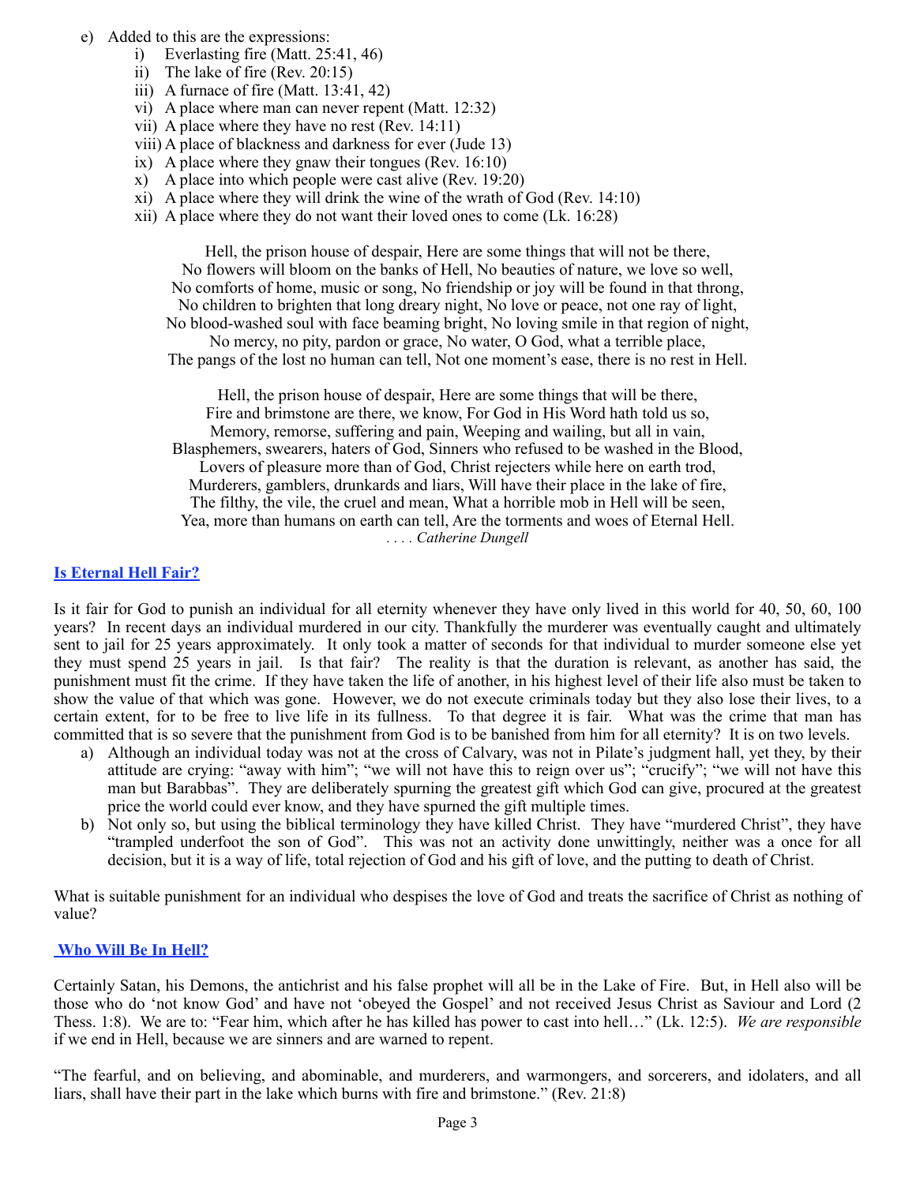e) Added to this are the expressions:
   i) Everlasting fire (Matt. 25:41, 46)
   ii) The lake of fire (Rev. 20:15)
   iii) A furnace of fire (Matt. 13:41, 42)
   vi) A place where man can never repent (Matt. 12:32)
   vii) A place where they have no rest (Rev. 14:11)
   viii) A place of blackness and darkness for ever (Jude 13)
   ix) A place where they gnaw their tongues (Rev. 16:10)
   x) A place into which people were cast alive (Rev. 19:20)
   xi) A place where they will drink the wine of the wrath of God (Rev. 14:10)
   xii) A place where they do not want their loved ones to come (Lk. 16:28)

Hell, the prison house of despair, Here are some things that will not be there,
No flowers will bloom on the banks of Hell, No beauties of nature, we love so well,
No comforts of home, music or song, No friendship or joy will be found in that throng,
No children to brighten that long dreary night, No love or peace, not one ray of light,
No blood-washed soul with face beaming bright, No loving smile in that region of night,
No mercy, no pity, pardon or grace, No water, O God, what a terrible place,
The pangs of the lost no human can tell, Not one moment's ease, there is no rest in Hell.

Hell, the prison house of despair, Here are some things that will be there,
Fire and brimstone are there, we know, For God in His Word hath told us so,
Memory, remorse, suffering and pain, Weeping and wailing, but all in vain,
Blasphemers, swearers, haters of God, Sinners who refused to be washed in the Blood,
Lovers of pleasure more than of God, Christ rejecters while here on earth trod,
Murderers, gamblers, drunkards and liars, Will have their place in the lake of fire,
The filthy, the vile, the cruel and mean, What a horrible mob in Hell will be seen,
Yea, more than humans on earth can tell, Are the torments and woes of Eternal Hell.
*. . . . Catherine Dungell*

## Is Eternal Hell Fair?

Is it fair for God to punish an individual for all eternity whenever they have only lived in this world for 40, 50, 60, 100 years? In recent days an individual murdered in our city. Thankfully the murderer was eventually caught and ultimately sent to jail for 25 years approximately. It only took a matter of seconds for that individual to murder someone else yet they must spend 25 years in jail. Is that fair? The reality is that the duration is relevant, as another has said, the punishment must fit the crime. If they have taken the life of another, in his highest level of their life also must be taken to show the value of that which was gone. However, we do not execute criminals today but they also lose their lives, to a certain extent, for to be free to live life in its fullness. To that degree it is fair. What was the crime that man has committed that is so severe that the punishment from God is to be banished from him for all eternity? It is on two levels.

a) Although an individual today was not at the cross of Calvary, was not in Pilate's judgment hall, yet they, by their attitude are crying: "away with him"; "we will not have this to reign over us"; "crucify"; "we will not have this man but Barabbas". They are deliberately spurning the greatest gift which God can give, procured at the greatest price the world could ever know, and they have spurned the gift multiple times.
b) Not only so, but using the biblical terminology they have killed Christ. They have "murdered Christ", they have "trampled underfoot the son of God". This was not an activity done unwittingly, neither was a once for all decision, but it is a way of life, total rejection of God and his gift of love, and the putting to death of Christ.

What is suitable punishment for an individual who despises the love of God and treats the sacrifice of Christ as nothing of value?

## Who Will Be In Hell?

Certainly Satan, his Demons, the antichrist and his false prophet will all be in the Lake of Fire. But, in Hell also will be those who do 'not know God' and have not 'obeyed the Gospel' and not received Jesus Christ as Saviour and Lord (2 Thess. 1:8). We are to: "Fear him, which after he has killed has power to cast into hell…" (Lk. 12:5). *We are responsible* if we end in Hell, because we are sinners and are warned to repent.

"The fearful, and on believing, and abominable, and murderers, and warmongers, and sorcerers, and idolaters, and all liars, shall have their part in the lake which burns with fire and brimstone." (Rev. 21:8)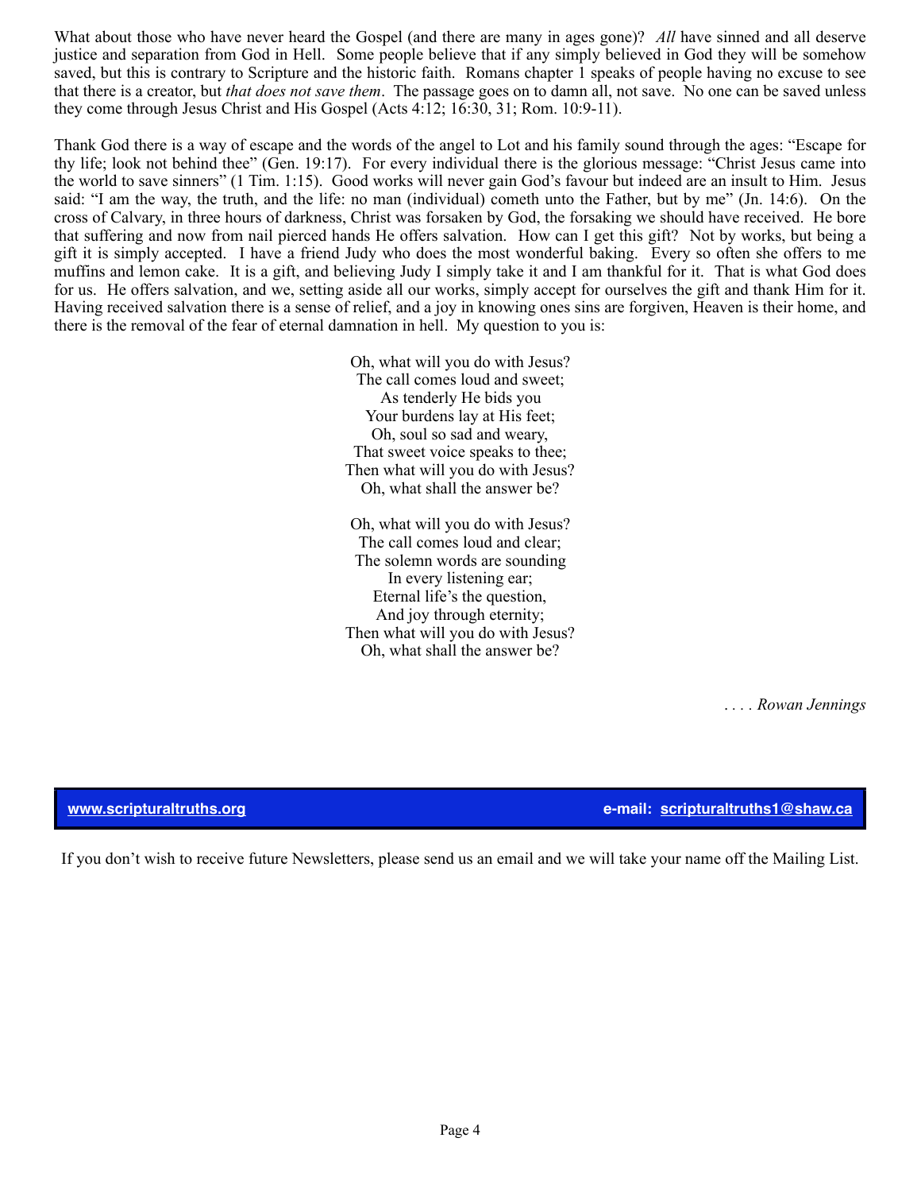What about those who have never heard the Gospel (and there are many in ages gone)? *All* have sinned and all deserve justice and separation from God in Hell. Some people believe that if any simply believed in God they will be somehow saved, but this is contrary to Scripture and the historic faith. Romans chapter 1 speaks of people having no excuse to see that there is a creator, but *that does not save them*. The passage goes on to damn all, not save. No one can be saved unless they come through Jesus Christ and His Gospel (Acts 4:12; 16:30, 31; Rom. 10:9-11).

Thank God there is a way of escape and the words of the angel to Lot and his family sound through the ages: "Escape for thy life; look not behind thee" (Gen. 19:17). For every individual there is the glorious message: "Christ Jesus came into the world to save sinners" (1 Tim. 1:15). Good works will never gain God's favour but indeed are an insult to Him. Jesus said: "I am the way, the truth, and the life: no man (individual) cometh unto the Father, but by me" (Jn. 14:6). On the cross of Calvary, in three hours of darkness, Christ was forsaken by God, the forsaking we should have received. He bore that suffering and now from nail pierced hands He offers salvation. How can I get this gift? Not by works, but being a gift it is simply accepted. I have a friend Judy who does the most wonderful baking. Every so often she offers to me muffins and lemon cake. It is a gift, and believing Judy I simply take it and I am thankful for it. That is what God does for us. He offers salvation, and we, setting aside all our works, simply accept for ourselves the gift and thank Him for it. Having received salvation there is a sense of relief, and a joy in knowing ones sins are forgiven, Heaven is their home, and there is the removal of the fear of eternal damnation in hell. My question to you is:

Oh, what will you do with Jesus?
The call comes loud and sweet;
As tenderly He bids you
Your burdens lay at His feet;
Oh, soul so sad and weary,
That sweet voice speaks to thee;
Then what will you do with Jesus?
Oh, what shall the answer be?

Oh, what will you do with Jesus?
The call comes loud and clear;
The solemn words are sounding
In every listening ear;
Eternal life's the question,
And joy through eternity;
Then what will you do with Jesus?
Oh, what shall the answer be?

. . . . *Rowan Jennings*

**www.scripturaltruths.org** **e-mail: scripturaltruths1@shaw.ca**

If you don't wish to receive future Newsletters, please send us an email and we will take your name off the Mailing List.